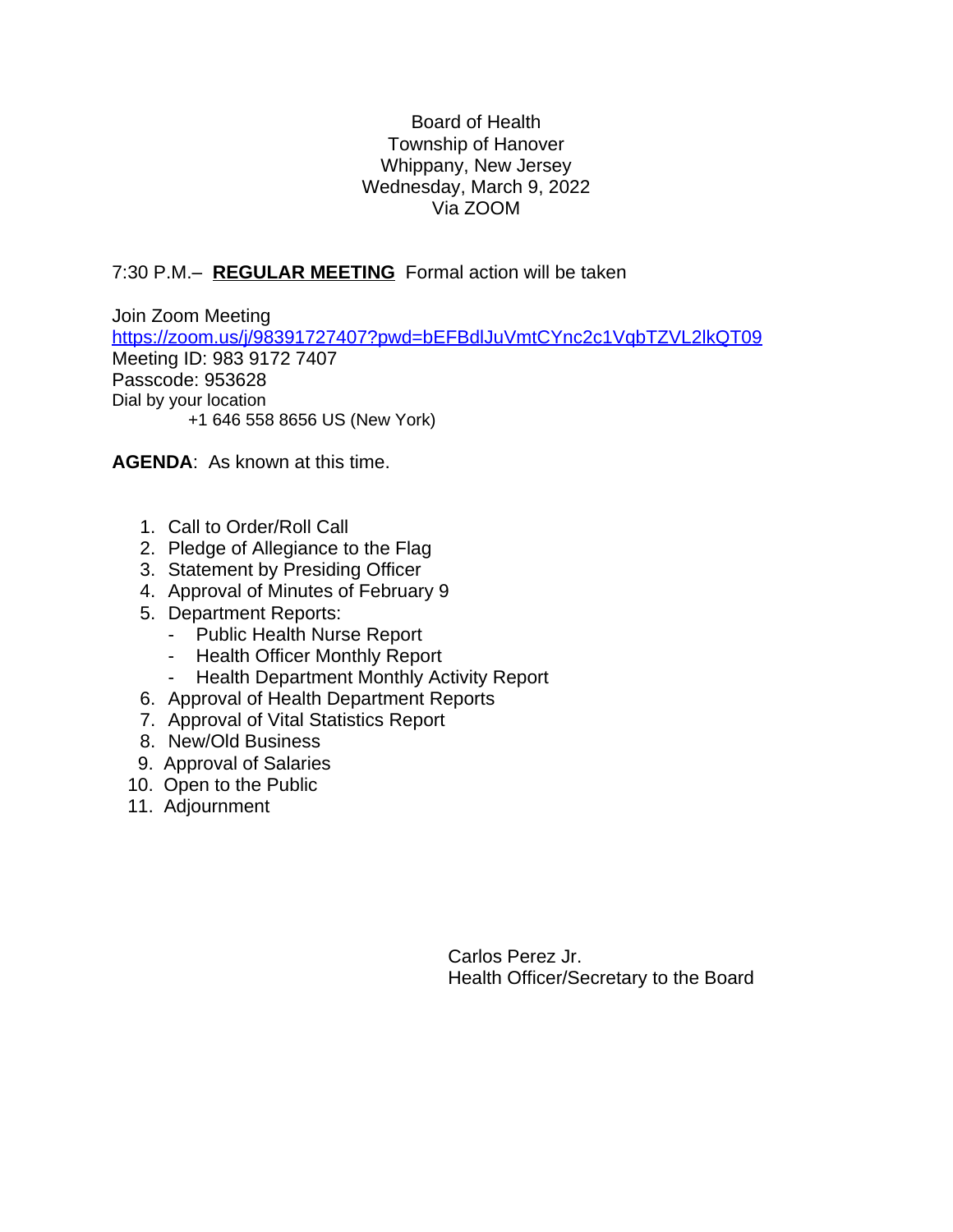Board of Health
Township of Hanover
Whippany, New Jersey
Wednesday, March 9, 2022
Via ZOOM

7:30 P.M.– **REGULAR MEETING** Formal action will be taken

Join Zoom Meeting
https://zoom.us/j/98391727407?pwd=bEFBdlJuVmtCYnc2c1VqbTZVL2lkQT09
Meeting ID: 983 9172 7407
Passcode: 953628
Dial by your location
+1 646 558 8656 US (New York)

**AGENDA**: As known at this time.

1. Call to Order/Roll Call
2. Pledge of Allegiance to the Flag
3. Statement by Presiding Officer
4. Approval of Minutes of February 9
5. Department Reports:
   - Public Health Nurse Report
   - Health Officer Monthly Report
   - Health Department Monthly Activity Report
6. Approval of Health Department Reports
7. Approval of Vital Statistics Report
8. New/Old Business
9. Approval of Salaries
10. Open to the Public
11. Adjournment

Carlos Perez Jr.
Health Officer/Secretary to the Board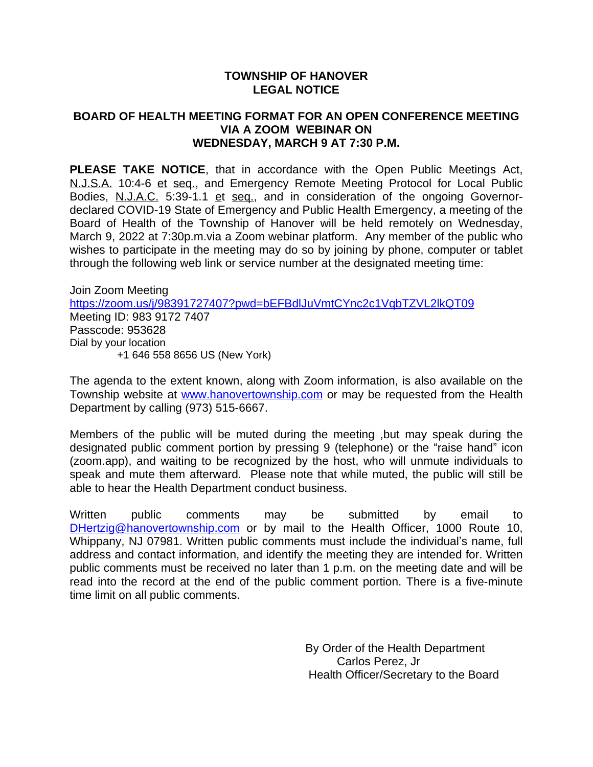**TOWNSHIP OF HANOVER**
**LEGAL NOTICE**

**BOARD OF HEALTH MEETING FORMAT FOR AN OPEN CONFERENCE MEETING VIA A ZOOM WEBINAR ON WEDNESDAY, MARCH 9 AT 7:30 P.M.**

**PLEASE TAKE NOTICE**, that in accordance with the Open Public Meetings Act, N.J.S.A. 10:4-6 et seq., and Emergency Remote Meeting Protocol for Local Public Bodies, N.J.A.C. 5:39-1.1 et seq., and in consideration of the ongoing Governor-declared COVID-19 State of Emergency and Public Health Emergency, a meeting of the Board of Health of the Township of Hanover will be held remotely on Wednesday, March 9, 2022 at 7:30p.m.via a Zoom webinar platform. Any member of the public who wishes to participate in the meeting may do so by joining by phone, computer or tablet through the following web link or service number at the designated meeting time:

Join Zoom Meeting
https://zoom.us/j/98391727407?pwd=bEFBdlJuVmtCYnc2c1VqbTZVL2lkQT09
Meeting ID: 983 9172 7407
Passcode: 953628
Dial by your location
+1 646 558 8656 US (New York)

The agenda to the extent known, along with Zoom information, is also available on the Township website at www.hanovertownship.com or may be requested from the Health Department by calling (973) 515-6667.

Members of the public will be muted during the meeting ,but may speak during the designated public comment portion by pressing 9 (telephone) or the "raise hand" icon (zoom.app), and waiting to be recognized by the host, who will unmute individuals to speak and mute them afterward. Please note that while muted, the public will still be able to hear the Health Department conduct business.

Written public comments may be submitted by email to DHertzig@hanovertownship.com or by mail to the Health Officer, 1000 Route 10, Whippany, NJ 07981. Written public comments must include the individual's name, full address and contact information, and identify the meeting they are intended for. Written public comments must be received no later than 1 p.m. on the meeting date and will be read into the record at the end of the public comment portion. There is a five-minute time limit on all public comments.

By Order of the Health Department
Carlos Perez, Jr
Health Officer/Secretary to the Board